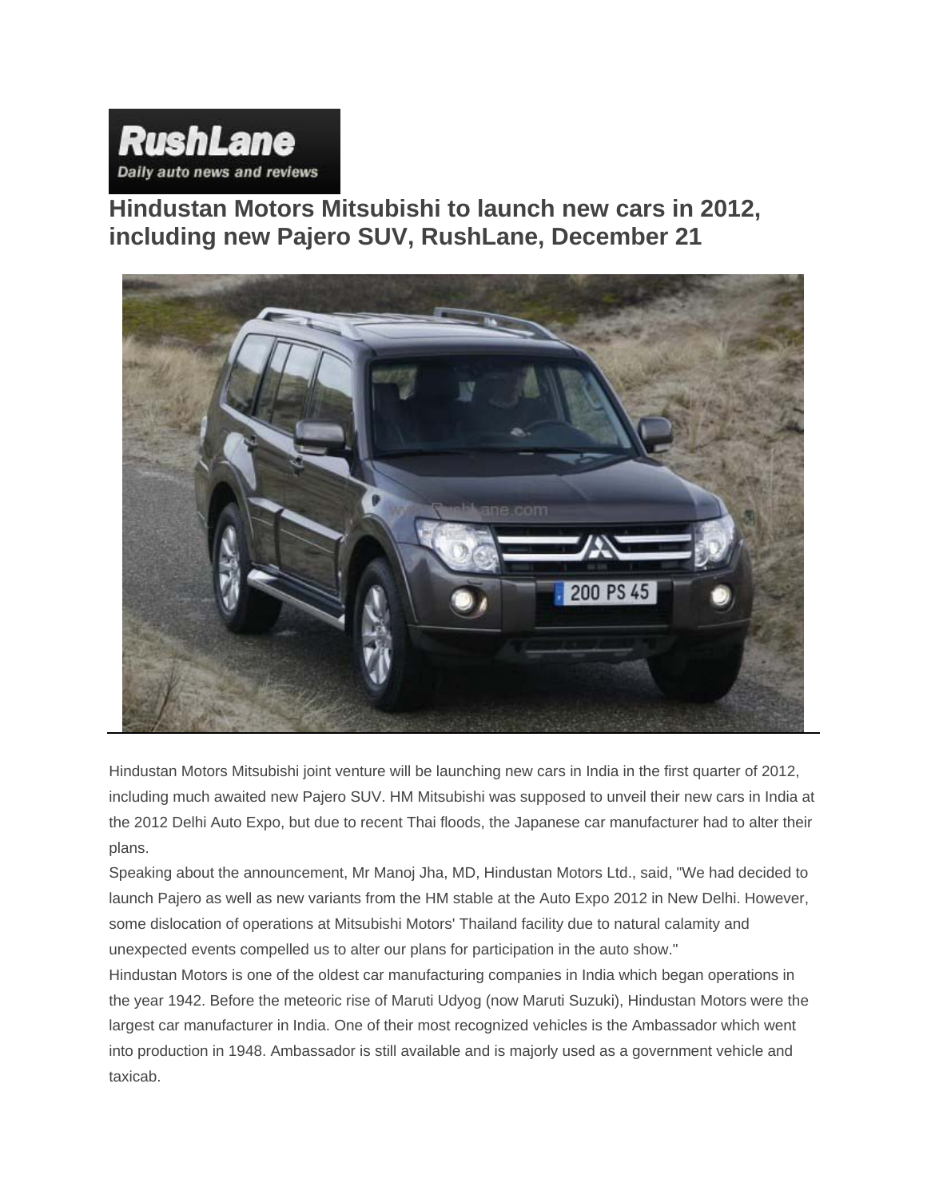RushLane

*Daily auto news and reviews*

# Hindustan Motors Mitsubishi to launch new cars in 2012, including new Pajero SUV, RushLane, December 21

Hindustan Motors Mitsubishi joint venture will be launching new cars in India in the first quarter of 2012, including much awaited new Pajero SUV. HM Mitsubishi was supposed to unveil their new cars in India at the 2012 Delhi Auto Expo, but due to recent Thai floods, the Japanese car manufacturer had to alter their plans.

Speaking about the announcement, Mr Manoj Jha, MD, Hindustan Motors Ltd., said, "We had decided to launch Pajero as well as new variants from the HM stable at the Auto Expo 2012 in New Delhi. However, some dislocation of operations at Mitsubishi Motors' Thailand facility due to natural calamity and unexpected events compelled us to alter our plans for participation in the auto show."

Hindustan Motors is one of the oldest car manufacturing companies in India which began operations in the year 1942. Before the meteoric rise of Maruti Udyog (now Maruti Suzuki), Hindustan Motors were the largest car manufacturer in India. One of their most recognized vehicles is the Ambassador which went into production in 1948. Ambassador is still available and is majorly used as a government vehicle and taxicab.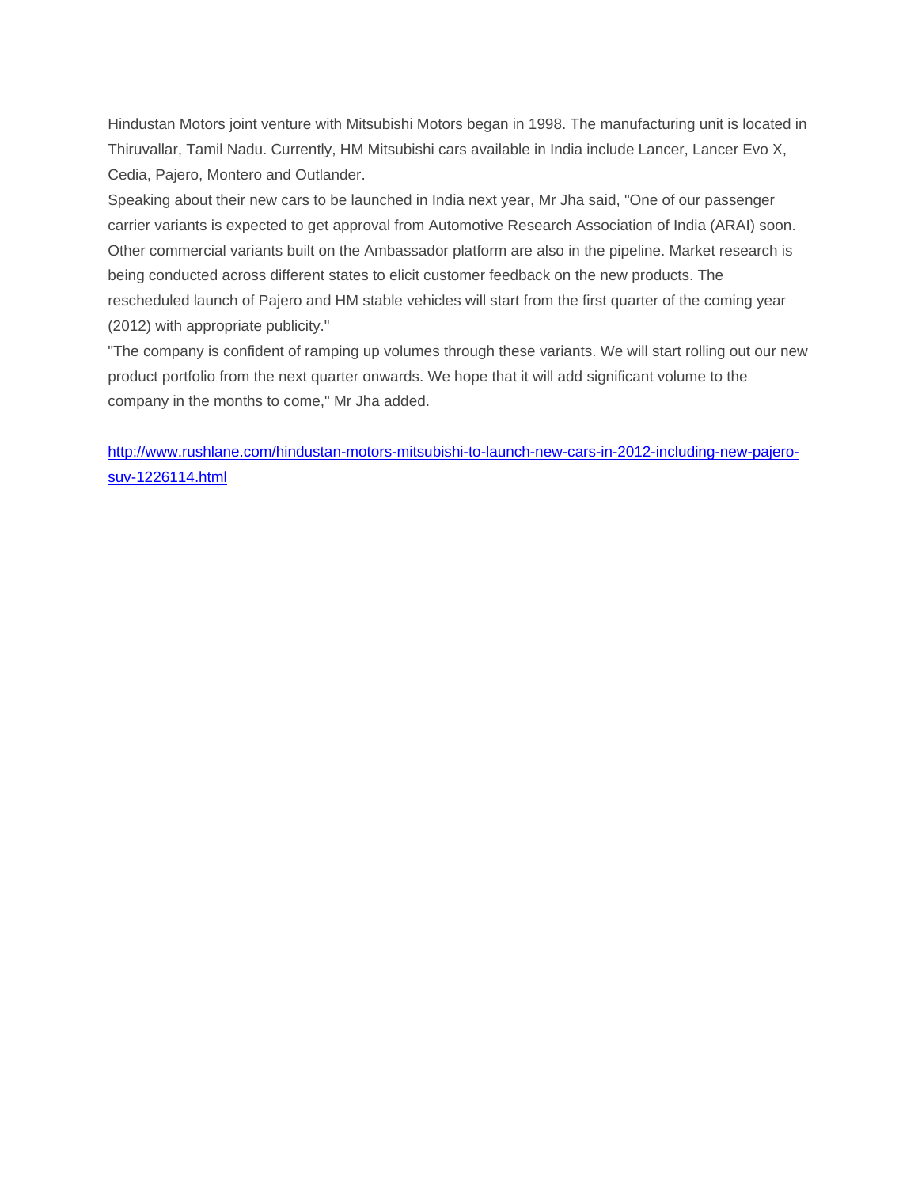Hindustan Motors joint venture with Mitsubishi Motors began in 1998. The manufacturing unit is located in Thiruvallar, Tamil Nadu. Currently, HM Mitsubishi cars available in India include Lancer, Lancer Evo X, Cedia, Pajero, Montero and Outlander.

Speaking about their new cars to be launched in India next year, Mr Jha said, "One of our passenger carrier variants is expected to get approval from Automotive Research Association of India (ARAI) soon. Other commercial variants built on the Ambassador platform are also in the pipeline. Market research is being conducted across different states to elicit customer feedback on the new products. The rescheduled launch of Pajero and HM stable vehicles will start from the first quarter of the coming year (2012) with appropriate publicity."

"The company is confident of ramping up volumes through these variants. We will start rolling out our new product portfolio from the next quarter onwards. We hope that it will add significant volume to the company in the months to come," Mr Jha added.

[http://www.rushlane.com/hindustan-motors-mitsubishi-to-launch-new-cars-in-2012-including-new-pajero-suv-1226114.html](http://www.rushlane.com/hindustan-motors-mitsubishi-to-launch-new-cars-in-2012-including-new-pajero-suv-1226114.html)